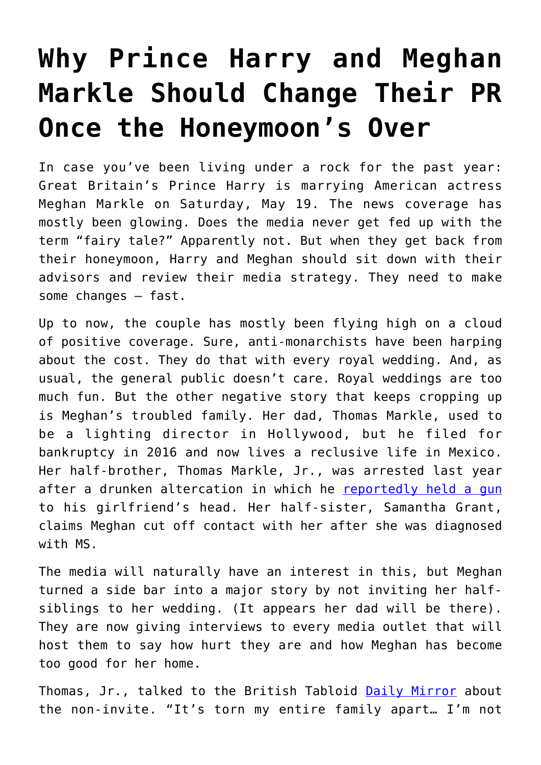# Why Prince Harry and Meghan Markle Should Change Their PR Once the Honeymoon's Over

In case you've been living under a rock for the past year: Great Britain's Prince Harry is marrying American actress Meghan Markle on Saturday, May 19. The news coverage has mostly been glowing. Does the media never get fed up with the term "fairy tale?" Apparently not. But when they get back from their honeymoon, Harry and Meghan should sit down with their advisors and review their media strategy. They need to make some changes – fast.

Up to now, the couple has mostly been flying high on a cloud of positive coverage. Sure, anti-monarchists have been harping about the cost. They do that with every royal wedding. And, as usual, the general public doesn't care. Royal weddings are too much fun. But the other negative story that keeps cropping up is Meghan's troubled family. Her dad, Thomas Markle, used to be a lighting director in Hollywood, but he filed for bankruptcy in 2016 and now lives a reclusive life in Mexico. Her half-brother, Thomas Markle, Jr., was arrested last year after a drunken altercation in which he [reportedly held a gun](#) to his girlfriend's head. Her half-sister, Samantha Grant, claims Meghan cut off contact with her after she was diagnosed with MS.

The media will naturally have an interest in this, but Meghan turned a side bar into a major story by not inviting her half-siblings to her wedding. (It appears her dad will be there). They are now giving interviews to every media outlet that will host them to say how hurt they are and how Meghan has become too good for her home.

Thomas, Jr., talked to the British Tabloid [Daily Mirror](#) about the non-invite. "It's torn my entire family apart… I'm not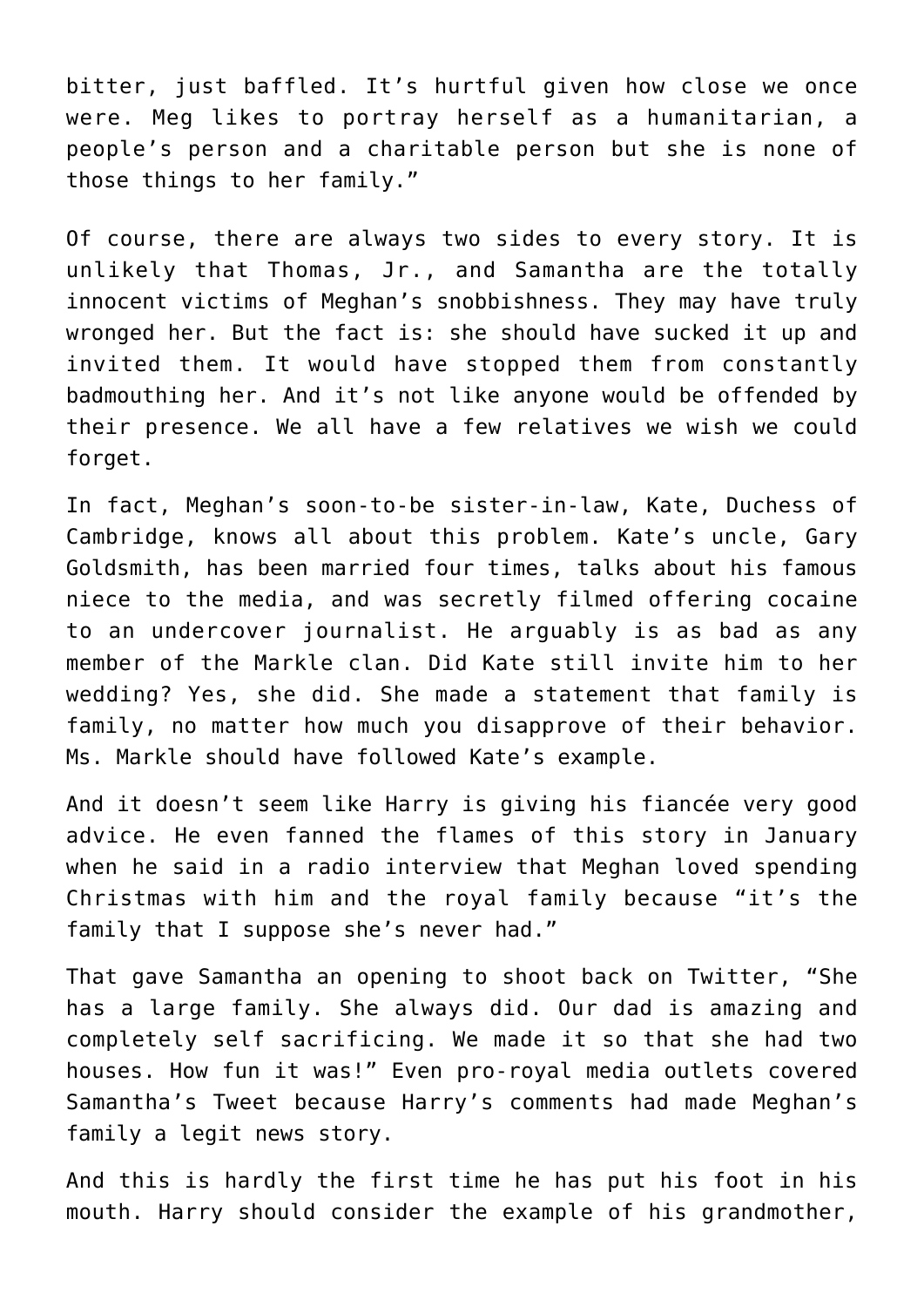bitter, just baffled. It's hurtful given how close we once were. Meg likes to portray herself as a humanitarian, a people's person and a charitable person but she is none of those things to her family."

Of course, there are always two sides to every story. It is unlikely that Thomas, Jr., and Samantha are the totally innocent victims of Meghan's snobbishness. They may have truly wronged her. But the fact is: she should have sucked it up and invited them. It would have stopped them from constantly badmouthing her. And it's not like anyone would be offended by their presence. We all have a few relatives we wish we could forget.

In fact, Meghan's soon-to-be sister-in-law, Kate, Duchess of Cambridge, knows all about this problem. Kate's uncle, Gary Goldsmith, has been married four times, talks about his famous niece to the media, and was secretly filmed offering cocaine to an undercover journalist. He arguably is as bad as any member of the Markle clan. Did Kate still invite him to her wedding? Yes, she did. She made a statement that family is family, no matter how much you disapprove of their behavior. Ms. Markle should have followed Kate's example.

And it doesn't seem like Harry is giving his fiancée very good advice. He even fanned the flames of this story in January when he said in a radio interview that Meghan loved spending Christmas with him and the royal family because "it's the family that I suppose she's never had."

That gave Samantha an opening to shoot back on Twitter, "She has a large family. She always did. Our dad is amazing and completely self sacrificing. We made it so that she had two houses. How fun it was!" Even pro-royal media outlets covered Samantha's Tweet because Harry's comments had made Meghan's family a legit news story.

And this is hardly the first time he has put his foot in his mouth. Harry should consider the example of his grandmother,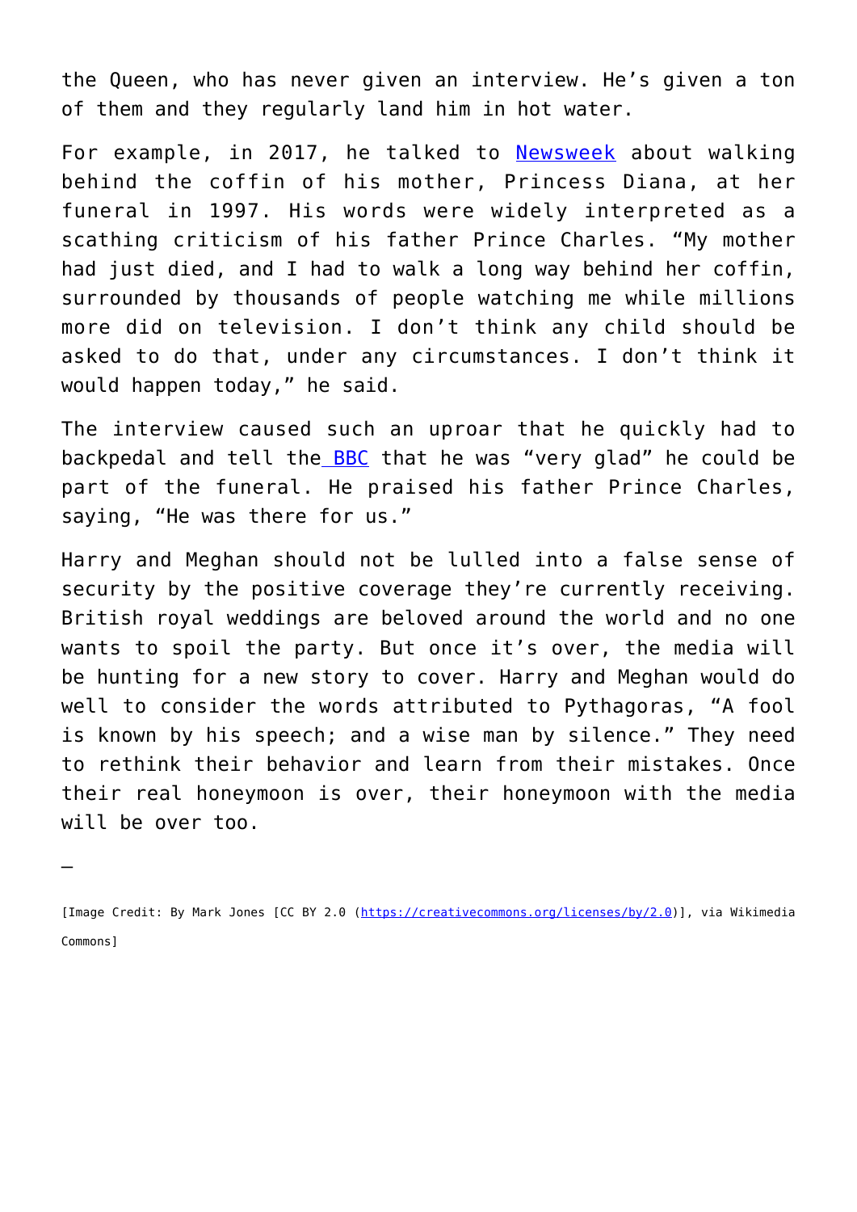the Queen, who has never given an interview. He's given a ton of them and they regularly land him in hot water.

For example, in 2017, he talked to Newsweek about walking behind the coffin of his mother, Princess Diana, at her funeral in 1997. His words were widely interpreted as a scathing criticism of his father Prince Charles. "My mother had just died, and I had to walk a long way behind her coffin, surrounded by thousands of people watching me while millions more did on television. I don't think any child should be asked to do that, under any circumstances. I don't think it would happen today," he said.

The interview caused such an uproar that he quickly had to backpedal and tell the BBC that he was "very glad" he could be part of the funeral. He praised his father Prince Charles, saying, "He was there for us."

Harry and Meghan should not be lulled into a false sense of security by the positive coverage they're currently receiving. British royal weddings are beloved around the world and no one wants to spoil the party. But once it's over, the media will be hunting for a new story to cover. Harry and Meghan would do well to consider the words attributed to Pythagoras, "A fool is known by his speech; and a wise man by silence." They need to rethink their behavior and learn from their mistakes. Once their real honeymoon is over, their honeymoon with the media will be over too.

—

[Image Credit: By Mark Jones [CC BY 2.0 (https://creativecommons.org/licenses/by/2.0)], via Wikimedia Commons]